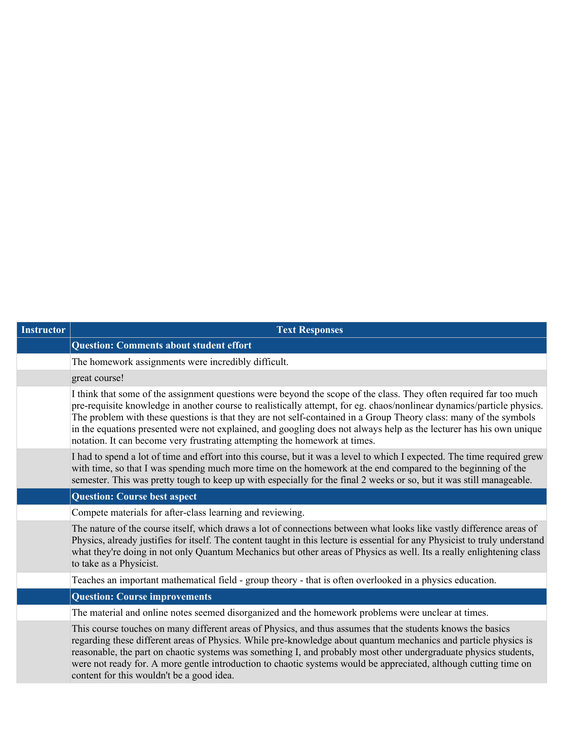| Instructor | Text Responses |
| --- | --- |
| | **Question: Comments about student effort** |
| | The homework assignments were incredibly difficult. |
| | great course! |
| | I think that some of the assignment questions were beyond the scope of the class. They often required far too much pre-requisite knowledge in another course to realistically attempt, for eg. chaos/nonlinear dynamics/particle physics. The problem with these questions is that they are not self-contained in a Group Theory class: many of the symbols in the equations presented were not explained, and googling does not always help as the lecturer has his own unique notation. It can become very frustrating attempting the homework at times. |
| | I had to spend a lot of time and effort into this course, but it was a level to which I expected. The time required grew with time, so that I was spending much more time on the homework at the end compared to the beginning of the semester. This was pretty tough to keep up with especially for the final 2 weeks or so, but it was still manageable. |
| | **Question: Course best aspect** |
| | Compete materials for after-class learning and reviewing. |
| | The nature of the course itself, which draws a lot of connections between what looks like vastly difference areas of Physics, already justifies for itself. The content taught in this lecture is essential for any Physicist to truly understand what they're doing in not only Quantum Mechanics but other areas of Physics as well. Its a really enlightening class to take as a Physicist. |
| | Teaches an important mathematical field - group theory - that is often overlooked in a physics education. |
| | **Question: Course improvements** |
| | The material and online notes seemed disorganized and the homework problems were unclear at times. |
| | This course touches on many different areas of Physics, and thus assumes that the students knows the basics regarding these different areas of Physics. While pre-knowledge about quantum mechanics and particle physics is reasonable, the part on chaotic systems was something I, and probably most other undergraduate physics students, were not ready for. A more gentle introduction to chaotic systems would be appreciated, although cutting time on content for this wouldn't be a good idea. |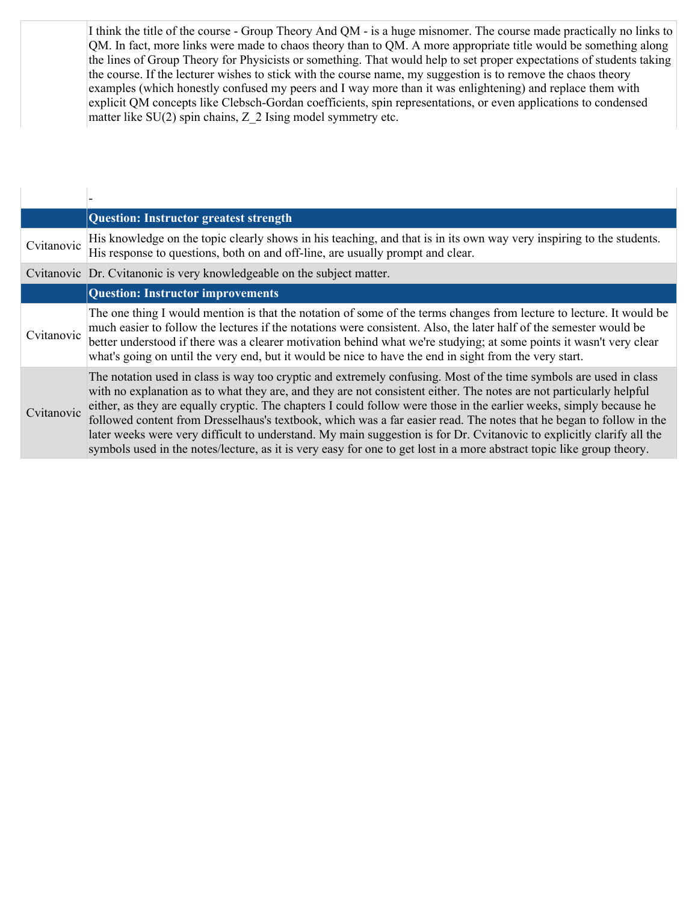| | |
|---|---|
| | I think the title of the course - Group Theory And QM - is a huge misnomer. The course made practically no links to QM. In fact, more links were made to chaos theory than to QM. A more appropriate title would be something along the lines of Group Theory for Physicists or something. That would help to set proper expectations of students taking the course. If the lecturer wishes to stick with the course name, my suggestion is to remove the chaos theory examples (which honestly confused my peers and I way more than it was enlightening) and replace them with explicit QM concepts like Clebsch-Gordan coefficients, spin representations, or even applications to condensed matter like SU(2) spin chains, Z_2 Ising model symmetry etc. |

| | |
|---|---|
| | - |
| | **Question: Instructor greatest strength** |
| Cvitanovic | His knowledge on the topic clearly shows in his teaching, and that is in its own way very inspiring to the students. His response to questions, both on and off-line, are usually prompt and clear. |
| Cvitanovic | Dr. Cvitanonic is very knowledgeable on the subject matter. |
| | **Question: Instructor improvements** |
| Cvitanovic | The one thing I would mention is that the notation of some of the terms changes from lecture to lecture. It would be much easier to follow the lectures if the notations were consistent. Also, the later half of the semester would be better understood if there was a clearer motivation behind what we're studying; at some points it wasn't very clear what's going on until the very end, but it would be nice to have the end in sight from the very start. |
| Cvitanovic | The notation used in class is way too cryptic and extremely confusing. Most of the time symbols are used in class with no explanation as to what they are, and they are not consistent either. The notes are not particularly helpful either, as they are equally cryptic. The chapters I could follow were those in the earlier weeks, simply because he followed content from Dresselhaus's textbook, which was a far easier read. The notes that he began to follow in the later weeks were very difficult to understand. My main suggestion is for Dr. Cvitanovic to explicitly clarify all the symbols used in the notes/lecture, as it is very easy for one to get lost in a more abstract topic like group theory. |